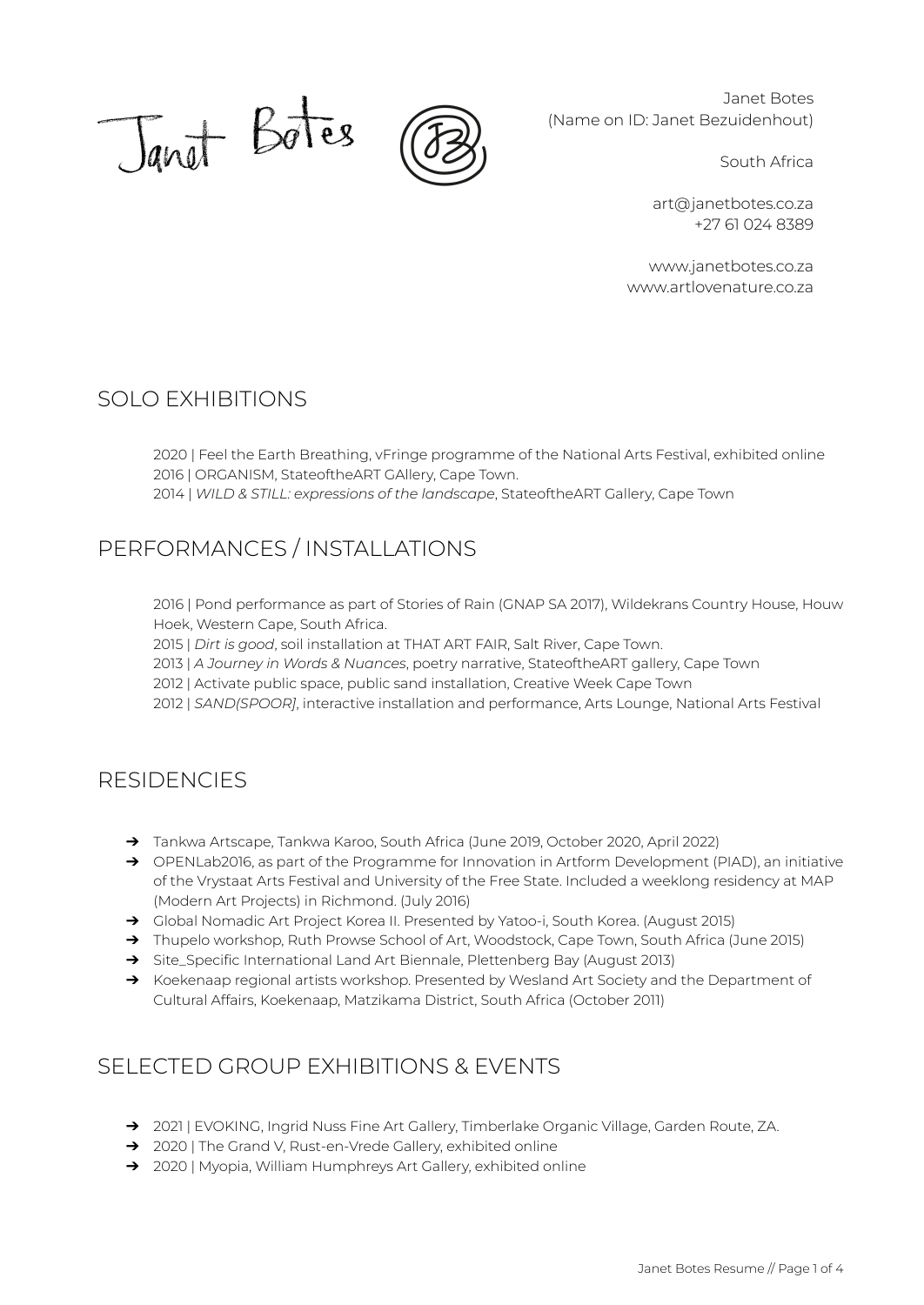Janet Botes
(Name on ID: Janet Bezuidenhout)

South Africa

art@janetbotes.co.za
+27 61 024 8389

www.janetbotes.co.za
www.artlovenature.co.za

## SOLO EXHIBITIONS

2020 | Feel the Earth Breathing, vFringe programme of the National Arts Festival, exhibited online
2016 | ORGANISM, StateoftheART GAllery, Cape Town.
2014 | *WILD & STILL: expressions of the landscape*, StateoftheART Gallery, Cape Town

## PERFORMANCES / INSTALLATIONS

2016 | Pond performance as part of Stories of Rain (GNAP SA 2017), Wildekrans Country House, Houw Hoek, Western Cape, South Africa.
2015 | *Dirt is good*, soil installation at THAT ART FAIR, Salt River, Cape Town.
2013 | *A Journey in Words & Nuances*, poetry narrative, StateoftheART gallery, Cape Town
2012 | Activate public space, public sand installation, Creative Week Cape Town
2012 | *SAND(SPOOR]*, interactive installation and performance, Arts Lounge, National Arts Festival

## RESIDENCIES

- Tankwa Artscape, Tankwa Karoo, South Africa (June 2019, October 2020, April 2022)
- OPENLab2016, as part of the Programme for Innovation in Artform Development (PIAD), an initiative of the Vrystaat Arts Festival and University of the Free State. Included a weeklong residency at MAP (Modern Art Projects) in Richmond. (July 2016)
- Global Nomadic Art Project Korea II. Presented by Yatoo-i, South Korea. (August 2015)
- Thupelo workshop, Ruth Prowse School of Art, Woodstock, Cape Town, South Africa (June 2015)
- Site_Specific International Land Art Biennale, Plettenberg Bay (August 2013)
- Koekenaap regional artists workshop. Presented by Wesland Art Society and the Department of Cultural Affairs, Koekenaap, Matzikama District, South Africa (October 2011)

## SELECTED GROUP EXHIBITIONS & EVENTS

- 2021 | EVOKING, Ingrid Nuss Fine Art Gallery, Timberlake Organic Village, Garden Route, ZA.
- 2020 | The Grand V, Rust-en-Vrede Gallery, exhibited online
- 2020 | Myopia, William Humphreys Art Gallery, exhibited online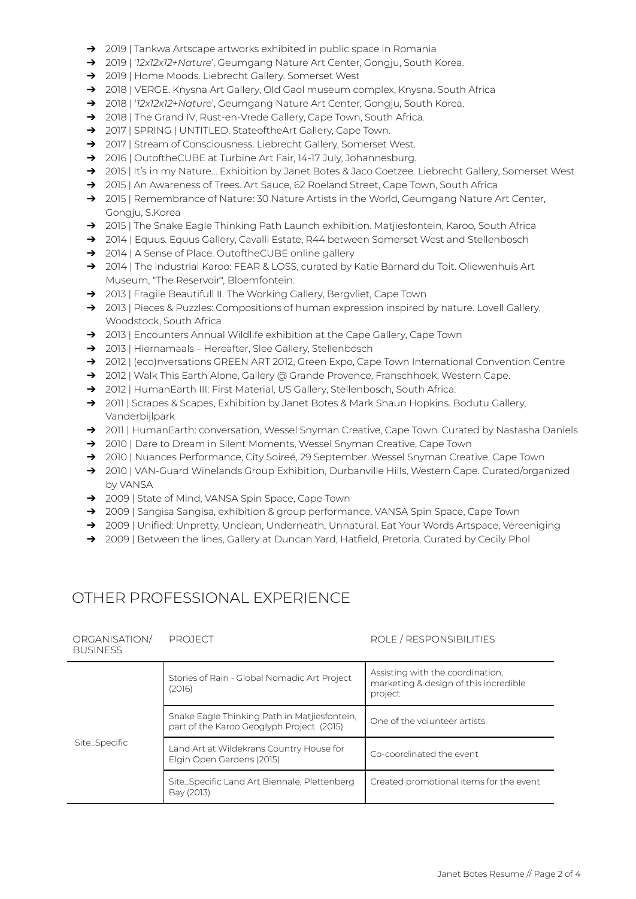- ➔ 2019 | Tankwa Artscape artworks exhibited in public space in Romania
- ➔ 2019 | '*12x12x12+Nature*', Geumgang Nature Art Center, Gongju, South Korea.
- ➔ 2019 | Home Moods. Liebrecht Gallery. Somerset West
- ➔ 2018 | VERGE. Knysna Art Gallery, Old Gaol museum complex, Knysna, South Africa
- ➔ 2018 | '*12x12x12+Nature*', Geumgang Nature Art Center, Gongju, South Korea.
- ➔ 2018 | The Grand IV, Rust-en-Vrede Gallery, Cape Town, South Africa.
- ➔ 2017 | SPRING | UNTITLED. StateoftheArt Gallery, Cape Town.
- ➔ 2017 | Stream of Consciousness. Liebrecht Gallery, Somerset West.
- ➔ 2016 | OutoftheCUBE at Turbine Art Fair, 14-17 July, Johannesburg.
- ➔ 2015 | It's in my Nature… Exhibition by Janet Botes & Jaco Coetzee. Liebrecht Gallery, Somerset West
- ➔ 2015 | An Awareness of Trees. Art Sauce, 62 Roeland Street, Cape Town, South Africa
- ➔ 2015 | Remembrance of Nature: 30 Nature Artists in the World, Geumgang Nature Art Center, Gongju, S.Korea
- ➔ 2015 | The Snake Eagle Thinking Path Launch exhibition. Matjiesfontein, Karoo, South Africa
- ➔ 2014 | Equus. Equus Gallery, Cavalli Estate, R44 between Somerset West and Stellenbosch
- ➔ 2014 | A Sense of Place. OutoftheCUBE online gallery
- ➔ 2014 | The industrial Karoo: FEAR & LOSS, curated by Katie Barnard du Toit. Oliewenhuis Art Museum, "The Reservoir", Bloemfontein.
- ➔ 2013 | Fragile Beautifull II. The Working Gallery, Bergvliet, Cape Town
- ➔ 2013 | Pieces & Puzzles: Compositions of human expression inspired by nature. Lovell Gallery, Woodstock, South Africa
- ➔ 2013 | Encounters Annual Wildlife exhibition at the Cape Gallery, Cape Town
- ➔ 2013 | Hiernamaals – Hereafter, Slee Gallery, Stellenbosch
- ➔ 2012 | (eco)nversations GREEN ART 2012, Green Expo, Cape Town International Convention Centre
- ➔ 2012 | Walk This Earth Alone, Gallery @ Grande Provence, Franschhoek, Western Cape.
- ➔ 2012 | HumanEarth III: First Material, US Gallery, Stellenbosch, South Africa.
- ➔ 2011 | Scrapes & Scapes, Exhibition by Janet Botes & Mark Shaun Hopkins. Bodutu Gallery, Vanderbijlpark
- ➔ 2011 | HumanEarth: conversation, Wessel Snyman Creative, Cape Town. Curated by Nastasha Daniels
- ➔ 2010 | Dare to Dream in Silent Moments, Wessel Snyman Creative, Cape Town
- ➔ 2010 | Nuances Performance, City Soireé, 29 September. Wessel Snyman Creative, Cape Town
- ➔ 2010 | VAN-Guard Winelands Group Exhibition, Durbanville Hills, Western Cape. Curated/organized by VANSA
- ➔ 2009 | State of Mind, VANSA Spin Space, Cape Town
- ➔ 2009 | Sangisa Sangisa, exhibition & group performance, VANSA Spin Space, Cape Town
- ➔ 2009 | Unified: Unpretty, Unclean, Underneath, Unnatural. Eat Your Words Artspace, Vereeniging
- ➔ 2009 | Between the lines, Gallery at Duncan Yard, Hatfield, Pretoria. Curated by Cecily Phol

## OTHER PROFESSIONAL EXPERIENCE

| ORGANISATION/ BUSINESS | PROJECT | ROLE / RESPONSIBILITIES |
|---|---|---|
| Site_Specific | Stories of Rain - Global Nomadic Art Project (2016) | Assisting with the coordination, marketing & design of this incredible project |
| | Snake Eagle Thinking Path in Matjiesfontein, part of the Karoo Geoglyph Project (2015) | One of the volunteer artists |
| | Land Art at Wildekrans Country House for Elgin Open Gardens (2015) | Co-coordinated the event |
| | Site_Specific Land Art Biennale, Plettenberg Bay (2013) | Created promotional items for the event |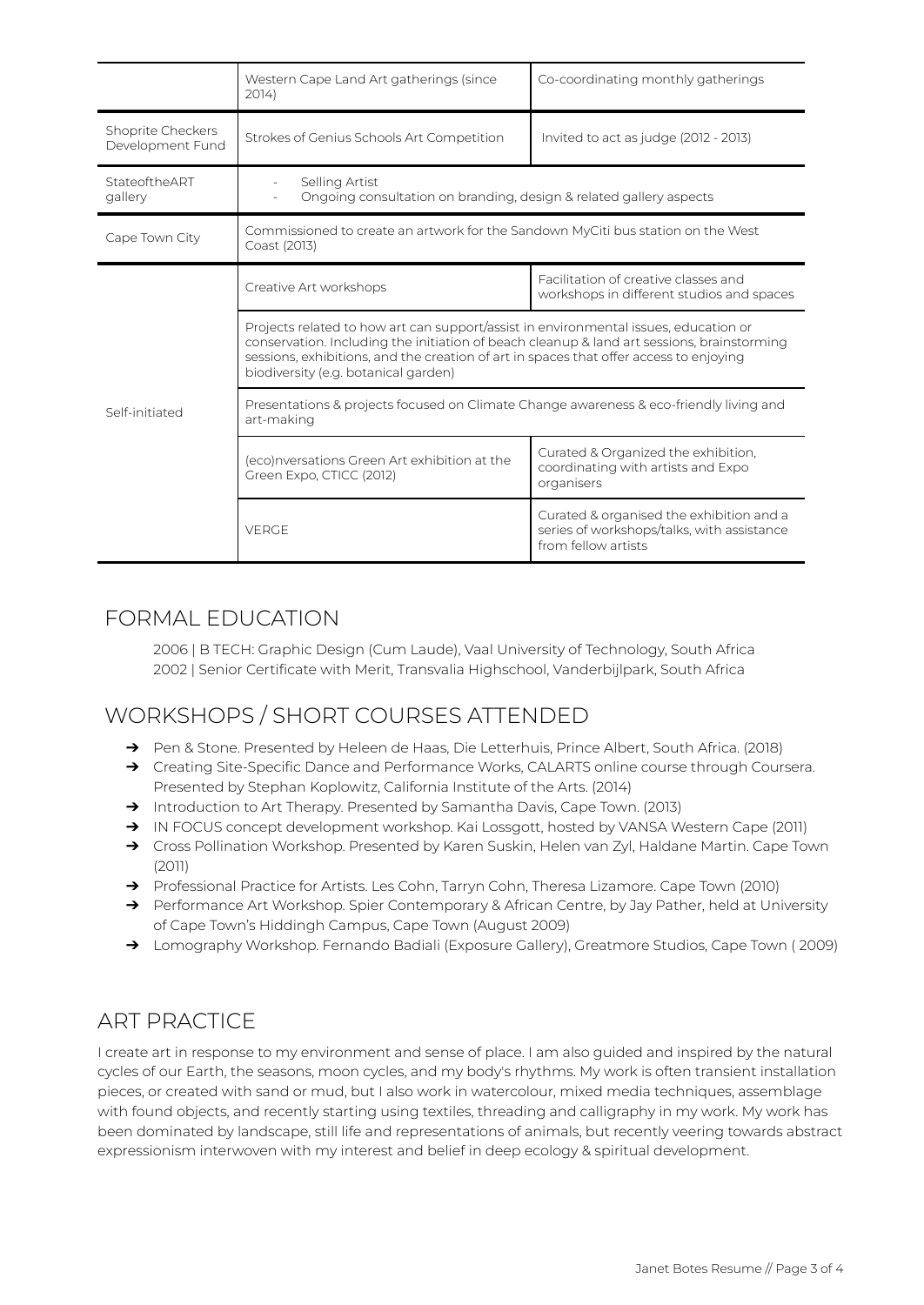| | | |
|---|---|---|
| | Western Cape Land Art gatherings (since 2014) | Co-coordinating monthly gatherings |
| Shoprite Checkers Development Fund | Strokes of Genius Schools Art Competition | Invited to act as judge (2012 - 2013) |
| StateoftheART gallery | - Selling Artist<br>- Ongoing consultation on branding, design & related gallery aspects | |
| Cape Town City | Commissioned to create an artwork for the Sandown MyCiti bus station on the West Coast (2013) | |
| Self-initiated | Creative Art workshops | Facilitation of creative classes and workshops in different studios and spaces |
| | Projects related to how art can support/assist in environmental issues, education or conservation. Including the initiation of beach cleanup & land art sessions, brainstorming sessions, exhibitions, and the creation of art in spaces that offer access to enjoying biodiversity (e.g. botanical garden) | |
| | Presentations & projects focused on Climate Change awareness & eco-friendly living and art-making | |
| | (eco)nversations Green Art exhibition at the Green Expo, CTICC (2012) | Curated & Organized the exhibition, coordinating with artists and Expo organisers |
| | VERGE | Curated & organised the exhibition and a series of workshops/talks, with assistance from fellow artists |

## FORMAL EDUCATION

2006 | B TECH: Graphic Design (Cum Laude), Vaal University of Technology, South Africa
2002 | Senior Certificate with Merit, Transvalia Highschool, Vanderbijlpark, South Africa

## WORKSHOPS / SHORT COURSES ATTENDED

- Pen & Stone. Presented by Heleen de Haas, Die Letterhuis, Prince Albert, South Africa. (2018)
- Creating Site-Specific Dance and Performance Works, CALARTS online course through Coursera. Presented by Stephan Koplowitz, California Institute of the Arts. (2014)
- Introduction to Art Therapy. Presented by Samantha Davis, Cape Town. (2013)
- IN FOCUS concept development workshop. Kai Lossgott, hosted by VANSA Western Cape (2011)
- Cross Pollination Workshop. Presented by Karen Suskin, Helen van Zyl, Haldane Martin. Cape Town (2011)
- Professional Practice for Artists. Les Cohn, Tarryn Cohn, Theresa Lizamore. Cape Town (2010)
- Performance Art Workshop. Spier Contemporary & African Centre, by Jay Pather, held at University of Cape Town's Hiddingh Campus, Cape Town (August 2009)
- Lomography Workshop. Fernando Badiali (Exposure Gallery), Greatmore Studios, Cape Town ( 2009)

## ART PRACTICE

I create art in response to my environment and sense of place. I am also guided and inspired by the natural cycles of our Earth, the seasons, moon cycles, and my body's rhythms. My work is often transient installation pieces, or created with sand or mud, but I also work in watercolour, mixed media techniques, assemblage with found objects, and recently starting using textiles, threading and calligraphy in my work. My work has been dominated by landscape, still life and representations of animals, but recently veering towards abstract expressionism interwoven with my interest and belief in deep ecology & spiritual development.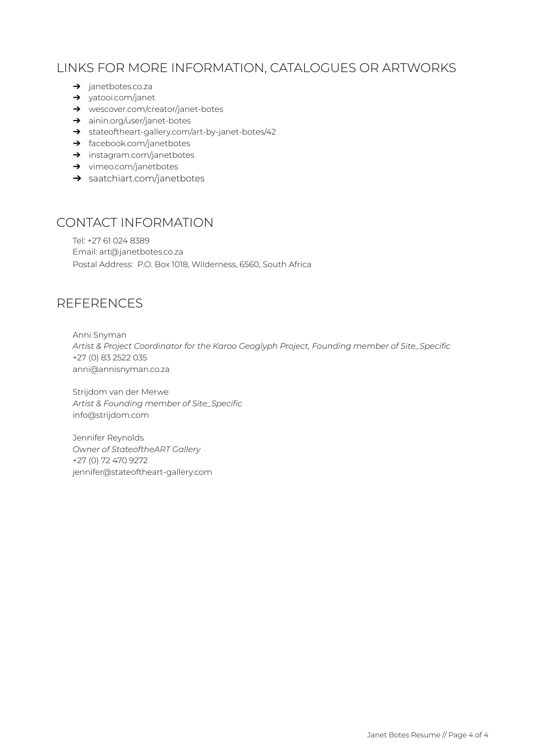## LINKS FOR MORE INFORMATION, CATALOGUES OR ARTWORKS

- janetbotes.co.za
- yatooi.com/janet
- wescover.com/creator/janet-botes
- ainin.org/user/janet-botes
- stateoftheart-gallery.com/art-by-janet-botes/42
- facebook.com/janetbotes
- instagram.com/janetbotes
- vimeo.com/janetbotes
- saatchiart.com/janetbotes

## CONTACT INFORMATION

Tel: +27 61 024 8389
Email: art@janetbotes.co.za
Postal Address: P.O. Box 1018, Wilderness, 6560, South Africa

## REFERENCES

Anni Snyman
*Artist & Project Coordinator for the Karoo Geoglyph Project, Founding member of Site_Specific*
+27 (0) 83 2522 035
anni@annisnyman.co.za

Strijdom van der Merwe
*Artist & Founding member of Site_Specific*
info@strijdom.com

Jennifer Reynolds
*Owner of StateoftheART Gallery*
+27 (0) 72 470 9272
jennifer@stateoftheart-gallery.com